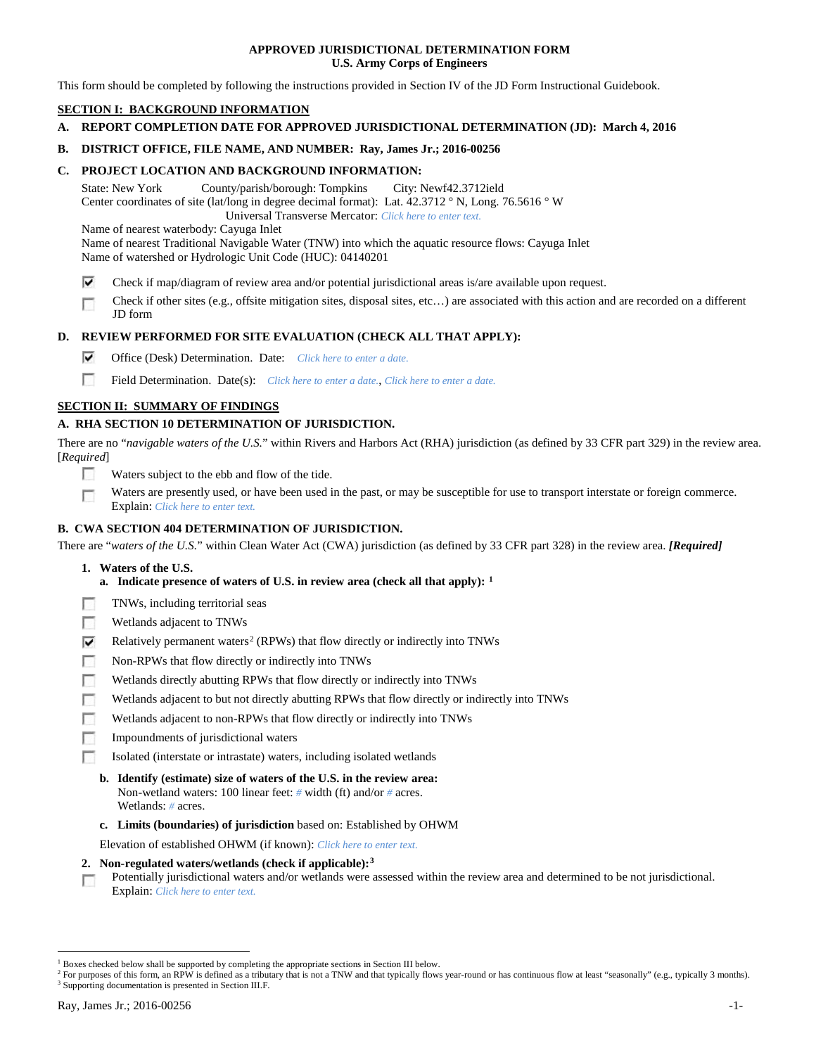**APPROVED JURISDICTIONAL DETERMINATION FORM**
**U.S. Army Corps of Engineers**

This form should be completed by following the instructions provided in Section IV of the JD Form Instructional Guidebook.

## SECTION I: BACKGROUND INFORMATION

**A. REPORT COMPLETION DATE FOR APPROVED JURISDICTIONAL DETERMINATION (JD): March 4, 2016**

**B. DISTRICT OFFICE, FILE NAME, AND NUMBER: Ray, James Jr.; 2016-00256**

**C. PROJECT LOCATION AND BACKGROUND INFORMATION:**

State: New York County/parish/borough: Tompkins City: Newf42.3712ield
Center coordinates of site (lat/long in degree decimal format): Lat. 42.3712 ° N, Long. 76.5616 ° W
Universal Transverse Mercator: *Click here to enter text.*
Name of nearest waterbody: Cayuga Inlet
Name of nearest Traditional Navigable Water (TNW) into which the aquatic resource flows: Cayuga Inlet
Name of watershed or Hydrologic Unit Code (HUC): 04140201

- ☑ Check if map/diagram of review area and/or potential jurisdictional areas is/are available upon request.
- ☐ Check if other sites (e.g., offsite mitigation sites, disposal sites, etc…) are associated with this action and are recorded on a different JD form

**D. REVIEW PERFORMED FOR SITE EVALUATION (CHECK ALL THAT APPLY):**

- ☑ Office (Desk) Determination. Date: *Click here to enter a date.*
- ☐ Field Determination. Date(s): *Click here to enter a date.*, *Click here to enter a date.*

## SECTION II: SUMMARY OF FINDINGS

**A. RHA SECTION 10 DETERMINATION OF JURISDICTION.**

There are no "*navigable waters of the U.S.*" within Rivers and Harbors Act (RHA) jurisdiction (as defined by 33 CFR part 329) in the review area. [*Required*]

- ☐ Waters subject to the ebb and flow of the tide.
- ☐ Waters are presently used, or have been used in the past, or may be susceptible for use to transport interstate or foreign commerce. Explain: *Click here to enter text.*

**B. CWA SECTION 404 DETERMINATION OF JURISDICTION.**

There are "*waters of the U.S.*" within Clean Water Act (CWA) jurisdiction (as defined by 33 CFR part 328) in the review area. ***[Required]***

**1. Waters of the U.S.**

**a. Indicate presence of waters of U.S. in review area (check all that apply):** [1]

- ☐ TNWs, including territorial seas
- ☐ Wetlands adjacent to TNWs
- ☑ Relatively permanent waters[2] (RPWs) that flow directly or indirectly into TNWs
- ☐ Non-RPWs that flow directly or indirectly into TNWs
- ☐ Wetlands directly abutting RPWs that flow directly or indirectly into TNWs
- ☐ Wetlands adjacent to but not directly abutting RPWs that flow directly or indirectly into TNWs
- ☐ Wetlands adjacent to non-RPWs that flow directly or indirectly into TNWs
- ☐ Impoundments of jurisdictional waters
- ☐ Isolated (interstate or intrastate) waters, including isolated wetlands

**b. Identify (estimate) size of waters of the U.S. in the review area:**
Non-wetland waters: 100 linear feet: *#* width (ft) and/or *#* acres.
Wetlands: *#* acres.

**c. Limits (boundaries) of jurisdiction** based on: Established by OHWM

Elevation of established OHWM (if known): *Click here to enter text.*

**2. Non-regulated waters/wetlands (check if applicable):**[3]

- ☐ Potentially jurisdictional waters and/or wetlands were assessed within the review area and determined to be not jurisdictional. Explain: *Click here to enter text.*

---

[1] Boxes checked below shall be supported by completing the appropriate sections in Section III below.
[2] For purposes of this form, an RPW is defined as a tributary that is not a TNW and that typically flows year-round or has continuous flow at least "seasonally" (e.g., typically 3 months).
[3] Supporting documentation is presented in Section III.F.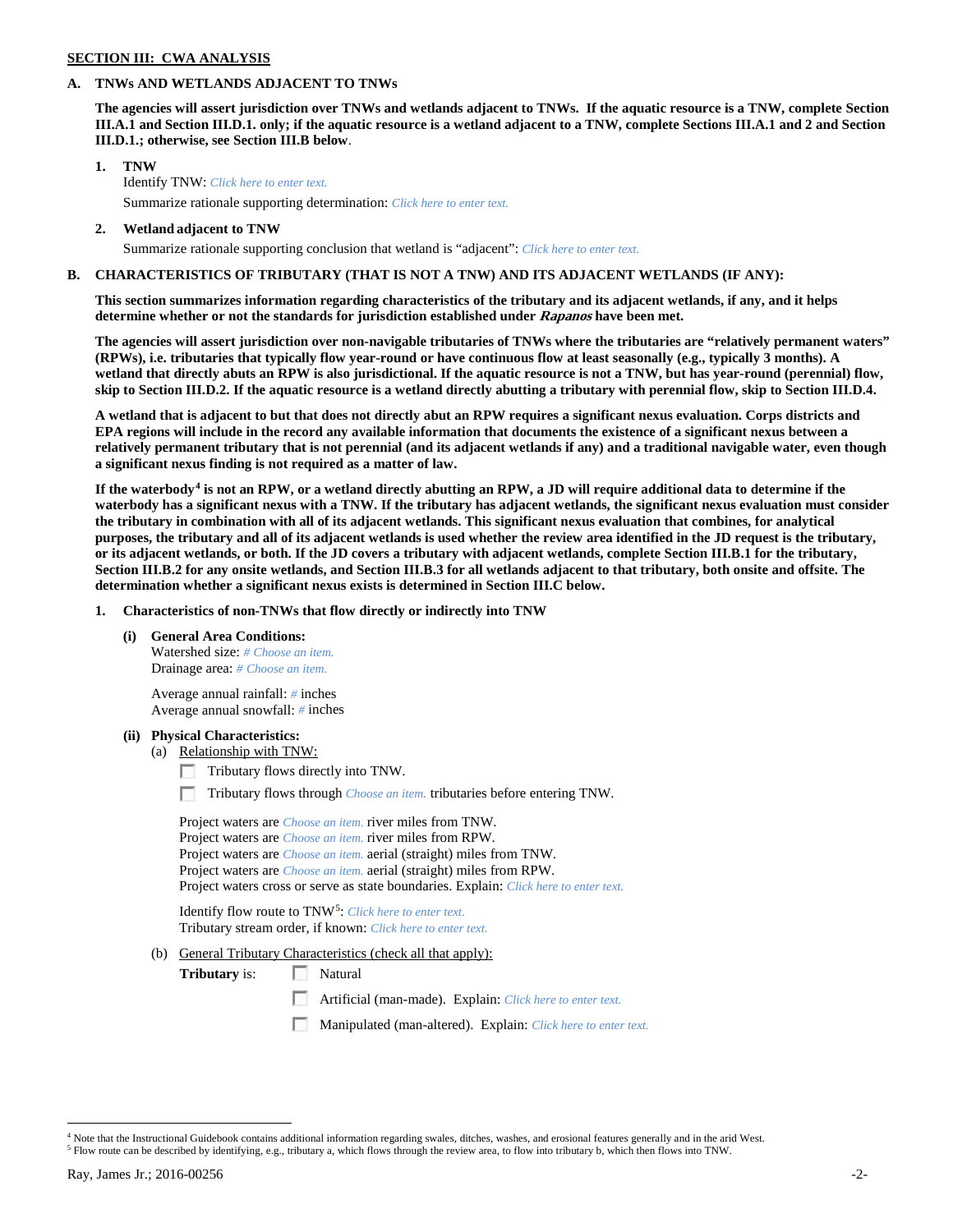**SECTION III: CWA ANALYSIS**

**A. TNWs AND WETLANDS ADJACENT TO TNWs**

**The agencies will assert jurisdiction over TNWs and wetlands adjacent to TNWs. If the aquatic resource is a TNW, complete Section III.A.1 and Section III.D.1. only; if the aquatic resource is a wetland adjacent to a TNW, complete Sections III.A.1 and 2 and Section III.D.1.; otherwise, see Section III.B below**.

**1. TNW**

Identify TNW: *Click here to enter text.*

Summarize rationale supporting determination: *Click here to enter text.*

**2. Wetland adjacent to TNW**

Summarize rationale supporting conclusion that wetland is "adjacent": *Click here to enter text.*

**B. CHARACTERISTICS OF TRIBUTARY (THAT IS NOT A TNW) AND ITS ADJACENT WETLANDS (IF ANY):**

**This section summarizes information regarding characteristics of the tributary and its adjacent wetlands, if any, and it helps determine whether or not the standards for jurisdiction established under *Rapanos* have been met.**

**The agencies will assert jurisdiction over non-navigable tributaries of TNWs where the tributaries are "relatively permanent waters" (RPWs), i.e. tributaries that typically flow year-round or have continuous flow at least seasonally (e.g., typically 3 months). A wetland that directly abuts an RPW is also jurisdictional. If the aquatic resource is not a TNW, but has year-round (perennial) flow, skip to Section III.D.2. If the aquatic resource is a wetland directly abutting a tributary with perennial flow, skip to Section III.D.4.**

**A wetland that is adjacent to but that does not directly abut an RPW requires a significant nexus evaluation. Corps districts and EPA regions will include in the record any available information that documents the existence of a significant nexus between a relatively permanent tributary that is not perennial (and its adjacent wetlands if any) and a traditional navigable water, even though a significant nexus finding is not required as a matter of law.**

**If the waterbody[4] is not an RPW, or a wetland directly abutting an RPW, a JD will require additional data to determine if the waterbody has a significant nexus with a TNW. If the tributary has adjacent wetlands, the significant nexus evaluation must consider the tributary in combination with all of its adjacent wetlands. This significant nexus evaluation that combines, for analytical purposes, the tributary and all of its adjacent wetlands is used whether the review area identified in the JD request is the tributary, or its adjacent wetlands, or both. If the JD covers a tributary with adjacent wetlands, complete Section III.B.1 for the tributary, Section III.B.2 for any onsite wetlands, and Section III.B.3 for all wetlands adjacent to that tributary, both onsite and offsite. The determination whether a significant nexus exists is determined in Section III.C below.**

**1. Characteristics of non-TNWs that flow directly or indirectly into TNW**

**(i) General Area Conditions:**

Watershed size: *# Choose an item.*
Drainage area: *# Choose an item.*

Average annual rainfall: *#* inches
Average annual snowfall: *#* inches

**(ii) Physical Characteristics:**

(a) Relationship with TNW:

☐ Tributary flows directly into TNW.

☐ Tributary flows through *Choose an item.* tributaries before entering TNW.

Project waters are *Choose an item.* river miles from TNW.
Project waters are *Choose an item.* river miles from RPW.
Project waters are *Choose an item.* aerial (straight) miles from TNW.
Project waters are *Choose an item.* aerial (straight) miles from RPW.
Project waters cross or serve as state boundaries. Explain: *Click here to enter text.*

Identify flow route to TNW[5]: *Click here to enter text.*
Tributary stream order, if known: *Click here to enter text.*

(b) General Tributary Characteristics (check all that apply):

**Tributary** is: ☐ Natural

☐ Artificial (man-made). Explain: *Click here to enter text.*

☐ Manipulated (man-altered). Explain: *Click here to enter text.*

---

[4] Note that the Instructional Guidebook contains additional information regarding swales, ditches, washes, and erosional features generally and in the arid West.
[5] Flow route can be described by identifying, e.g., tributary a, which flows through the review area, to flow into tributary b, which then flows into TNW.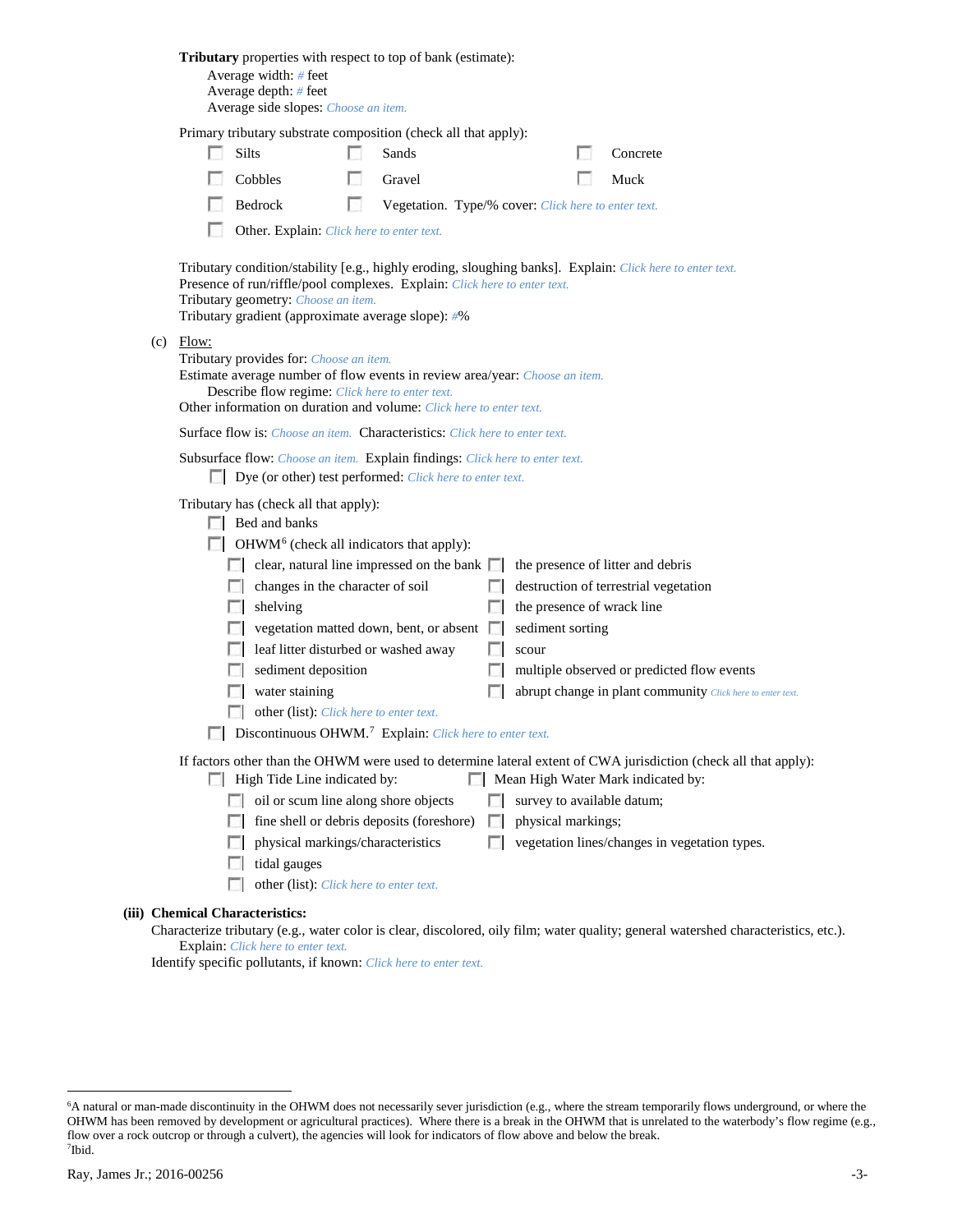**Tributary** properties with respect to top of bank (estimate):

Average width: # feet
Average depth: # feet
Average side slopes: *Choose an item.*

Primary tributary substrate composition (check all that apply):

- ☐ Silts
- ☐ Sands
- ☐ Concrete
- ☐ Cobbles
- ☐ Gravel
- ☐ Muck
- ☐ Bedrock
- ☐ Vegetation. Type/% cover: *Click here to enter text.*
- ☐ Other. Explain: *Click here to enter text.*

Tributary condition/stability [e.g., highly eroding, sloughing banks]. Explain: *Click here to enter text.*
Presence of run/riffle/pool complexes. Explain: *Click here to enter text.*
Tributary geometry: *Choose an item.*
Tributary gradient (approximate average slope): #%

(c) Flow:

Tributary provides for: *Choose an item.*
Estimate average number of flow events in review area/year: *Choose an item.*
Describe flow regime: *Click here to enter text.*
Other information on duration and volume: *Click here to enter text.*

Surface flow is: *Choose an item.* Characteristics: *Click here to enter text.*

Subsurface flow: *Choose an item.* Explain findings: *Click here to enter text.*
☐ Dye (or other) test performed: *Click here to enter text.*

Tributary has (check all that apply):

- ☐ Bed and banks
- ☐ OHWM[6] (check all indicators that apply):
  - ☐ clear, natural line impressed on the bank
  - ☐ the presence of litter and debris
  - ☐ changes in the character of soil
  - ☐ destruction of terrestrial vegetation
  - ☐ shelving
  - ☐ the presence of wrack line
  - ☐ vegetation matted down, bent, or absent
  - ☐ sediment sorting
  - ☐ leaf litter disturbed or washed away
  - ☐ scour
  - ☐ sediment deposition
  - ☐ multiple observed or predicted flow events
  - ☐ water staining
  - ☐ abrupt change in plant community *Click here to enter text.*
  - ☐ other (list): *Click here to enter text.*
- ☐ Discontinuous OHWM.[7] Explain: *Click here to enter text.*

If factors other than the OHWM were used to determine lateral extent of CWA jurisdiction (check all that apply):

- ☐ High Tide Line indicated by:
  - ☐ oil or scum line along shore objects
  - ☐ fine shell or debris deposits (foreshore)
  - ☐ physical markings/characteristics
  - ☐ tidal gauges
  - ☐ other (list): *Click here to enter text.*
- ☐ Mean High Water Mark indicated by:
  - ☐ survey to available datum;
  - ☐ physical markings;
  - ☐ vegetation lines/changes in vegetation types.

**(iii) Chemical Characteristics:**

Characterize tributary (e.g., water color is clear, discolored, oily film; water quality; general watershed characteristics, etc.).
Explain: *Click here to enter text.*
Identify specific pollutants, if known: *Click here to enter text.*

---

[6]A natural or man-made discontinuity in the OHWM does not necessarily sever jurisdiction (e.g., where the stream temporarily flows underground, or where the OHWM has been removed by development or agricultural practices). Where there is a break in the OHWM that is unrelated to the waterbody's flow regime (e.g., flow over a rock outcrop or through a culvert), the agencies will look for indicators of flow above and below the break.
[7]Ibid.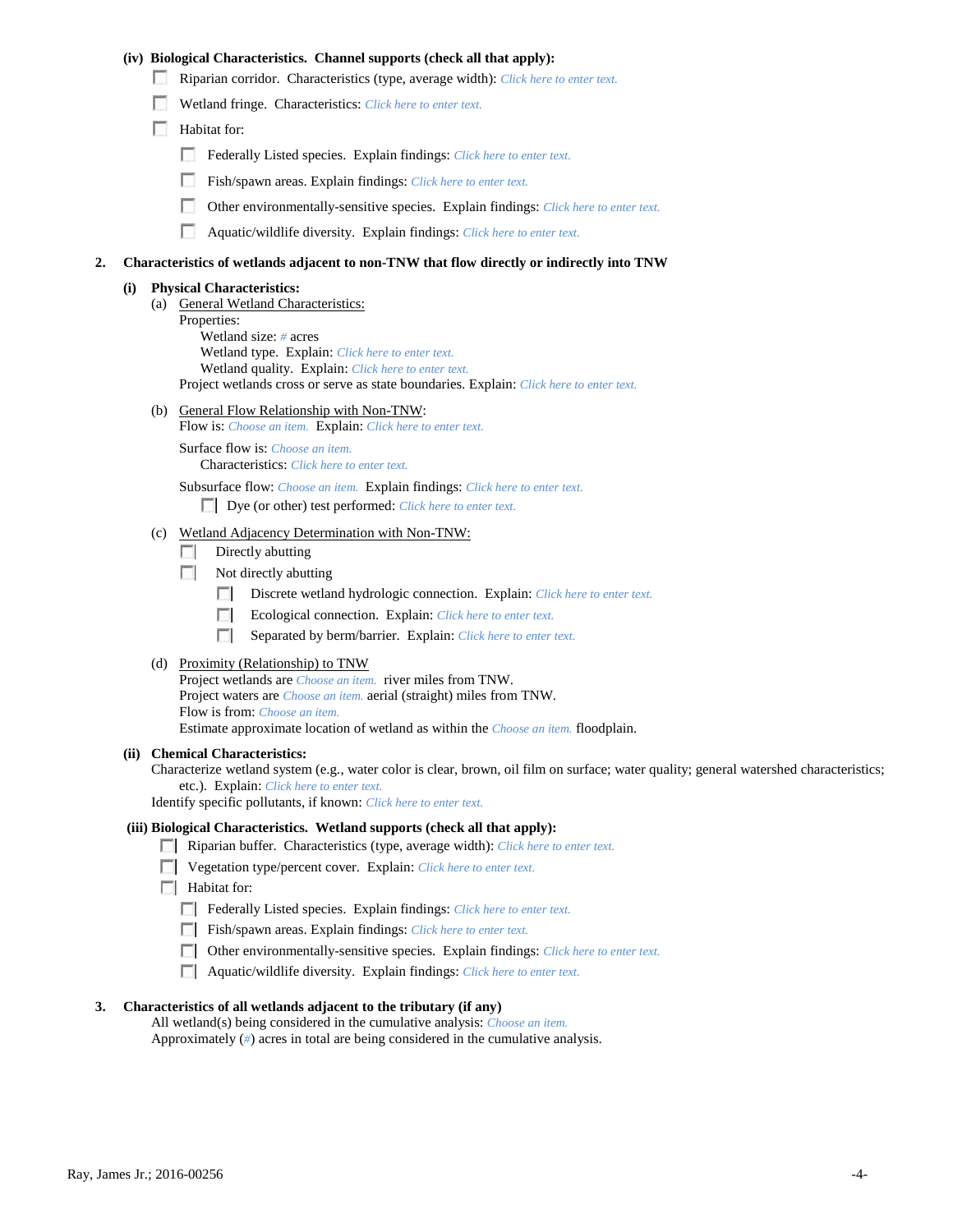**(iv) Biological Characteristics. Channel supports (check all that apply):**

- ☐ Riparian corridor. Characteristics (type, average width): *Click here to enter text.*
- ☐ Wetland fringe. Characteristics: *Click here to enter text.*
- ☐ Habitat for:
  - ☐ Federally Listed species. Explain findings: *Click here to enter text.*
  - ☐ Fish/spawn areas. Explain findings: *Click here to enter text.*
  - ☐ Other environmentally-sensitive species. Explain findings: *Click here to enter text.*
  - ☐ Aquatic/wildlife diversity. Explain findings: *Click here to enter text.*

**2. Characteristics of wetlands adjacent to non-TNW that flow directly or indirectly into TNW**

**(i) Physical Characteristics:**

(a) General Wetland Characteristics:

Properties:

Wetland size: *#* acres

Wetland type. Explain: *Click here to enter text.*

Wetland quality. Explain: *Click here to enter text.*

Project wetlands cross or serve as state boundaries. Explain: *Click here to enter text.*

(b) General Flow Relationship with Non-TNW:

Flow is: *Choose an item.* Explain: *Click here to enter text.*

Surface flow is: *Choose an item.*

Characteristics: *Click here to enter text.*

Subsurface flow: *Choose an item.* Explain findings: *Click here to enter text.*

- ☐ Dye (or other) test performed: *Click here to enter text.*

(c) Wetland Adjacency Determination with Non-TNW:

- ☐ Directly abutting
- ☐ Not directly abutting
  - ☐ Discrete wetland hydrologic connection. Explain: *Click here to enter text.*
  - ☐ Ecological connection. Explain: *Click here to enter text.*
  - ☐ Separated by berm/barrier. Explain: *Click here to enter text.*

(d) Proximity (Relationship) to TNW

Project wetlands are *Choose an item.* river miles from TNW.

Project waters are *Choose an item.* aerial (straight) miles from TNW.

Flow is from: *Choose an item.*

Estimate approximate location of wetland as within the *Choose an item.* floodplain.

**(ii) Chemical Characteristics:**

Characterize wetland system (e.g., water color is clear, brown, oil film on surface; water quality; general watershed characteristics; etc.). Explain: *Click here to enter text.*

Identify specific pollutants, if known: *Click here to enter text.*

**(iii) Biological Characteristics. Wetland supports (check all that apply):**

- ☐ Riparian buffer. Characteristics (type, average width): *Click here to enter text.*
- ☐ Vegetation type/percent cover. Explain: *Click here to enter text.*
- ☐ Habitat for:
  - ☐ Federally Listed species. Explain findings: *Click here to enter text.*
  - ☐ Fish/spawn areas. Explain findings: *Click here to enter text.*
  - ☐ Other environmentally-sensitive species. Explain findings: *Click here to enter text.*
  - ☐ Aquatic/wildlife diversity. Explain findings: *Click here to enter text.*

**3. Characteristics of all wetlands adjacent to the tributary (if any)**

All wetland(s) being considered in the cumulative analysis: *Choose an item.*

Approximately (*#*) acres in total are being considered in the cumulative analysis.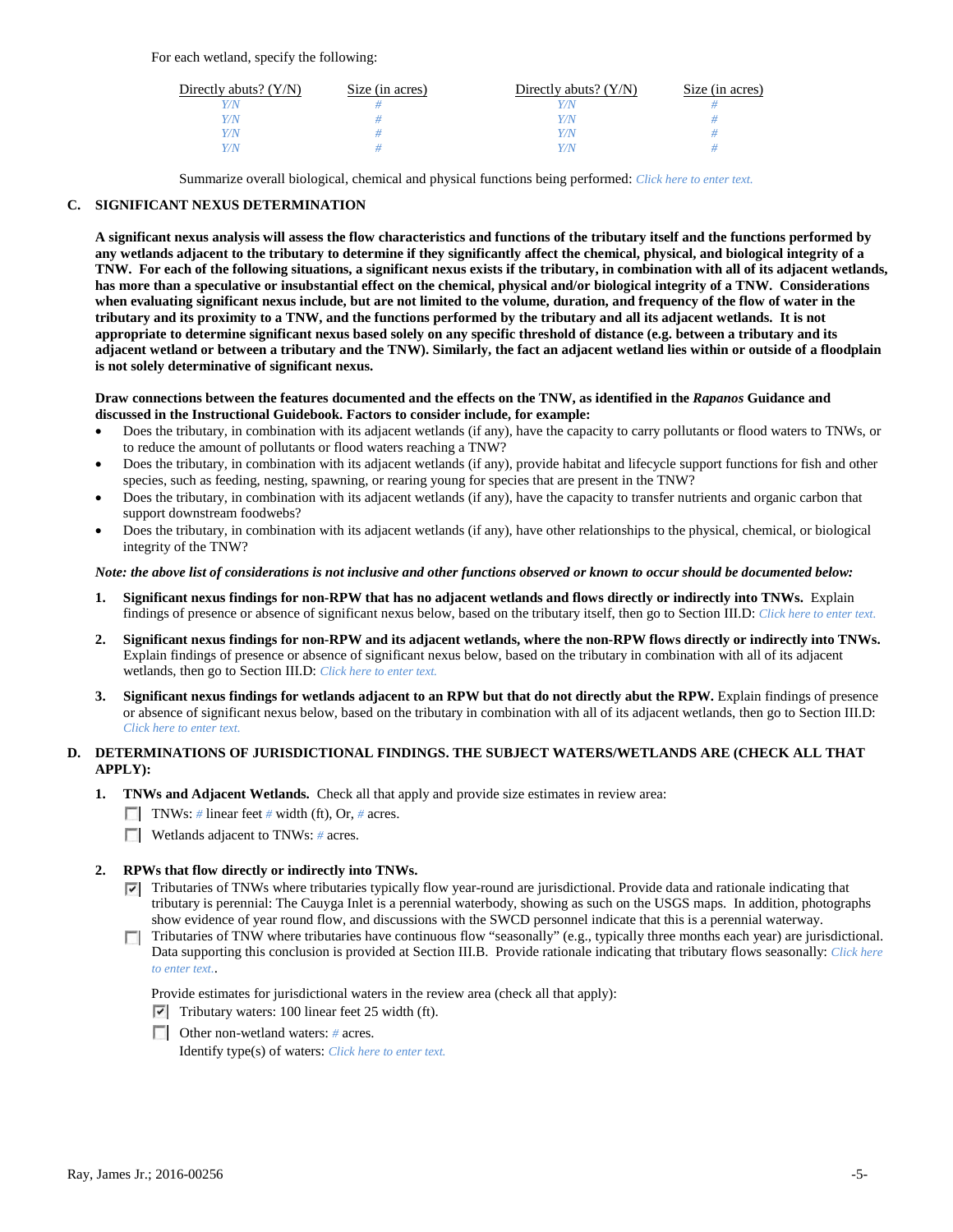For each wetland, specify the following:

| Directly abuts? (Y/N) | Size (in acres) | Directly abuts? (Y/N) | Size (in acres) |
|---|---|---|---|
| Y/N | # | Y/N | # |
| Y/N | # | Y/N | # |
| Y/N | # | Y/N | # |
| Y/N | # | Y/N | # |

Summarize overall biological, chemical and physical functions being performed: *Click here to enter text.*

## C. SIGNIFICANT NEXUS DETERMINATION

**A significant nexus analysis will assess the flow characteristics and functions of the tributary itself and the functions performed by any wetlands adjacent to the tributary to determine if they significantly affect the chemical, physical, and biological integrity of a TNW. For each of the following situations, a significant nexus exists if the tributary, in combination with all of its adjacent wetlands, has more than a speculative or insubstantial effect on the chemical, physical and/or biological integrity of a TNW. Considerations when evaluating significant nexus include, but are not limited to the volume, duration, and frequency of the flow of water in the tributary and its proximity to a TNW, and the functions performed by the tributary and all its adjacent wetlands. It is not appropriate to determine significant nexus based solely on any specific threshold of distance (e.g. between a tributary and its adjacent wetland or between a tributary and the TNW). Similarly, the fact an adjacent wetland lies within or outside of a floodplain is not solely determinative of significant nexus.**

**Draw connections between the features documented and the effects on the TNW, as identified in the *Rapanos* Guidance and discussed in the Instructional Guidebook. Factors to consider include, for example:**

- Does the tributary, in combination with its adjacent wetlands (if any), have the capacity to carry pollutants or flood waters to TNWs, or to reduce the amount of pollutants or flood waters reaching a TNW?
- Does the tributary, in combination with its adjacent wetlands (if any), provide habitat and lifecycle support functions for fish and other species, such as feeding, nesting, spawning, or rearing young for species that are present in the TNW?
- Does the tributary, in combination with its adjacent wetlands (if any), have the capacity to transfer nutrients and organic carbon that support downstream foodwebs?
- Does the tributary, in combination with its adjacent wetlands (if any), have other relationships to the physical, chemical, or biological integrity of the TNW?

***Note: the above list of considerations is not inclusive and other functions observed or known to occur should be documented below:***

1. **Significant nexus findings for non-RPW that has no adjacent wetlands and flows directly or indirectly into TNWs.** Explain findings of presence or absence of significant nexus below, based on the tributary itself, then go to Section III.D: *Click here to enter text.*

2. **Significant nexus findings for non-RPW and its adjacent wetlands, where the non-RPW flows directly or indirectly into TNWs.** Explain findings of presence or absence of significant nexus below, based on the tributary in combination with all of its adjacent wetlands, then go to Section III.D: *Click here to enter text.*

3. **Significant nexus findings for wetlands adjacent to an RPW but that do not directly abut the RPW.** Explain findings of presence or absence of significant nexus below, based on the tributary in combination with all of its adjacent wetlands, then go to Section III.D: *Click here to enter text.*

## D. DETERMINATIONS OF JURISDICTIONAL FINDINGS. THE SUBJECT WATERS/WETLANDS ARE (CHECK ALL THAT APPLY):

1. **TNWs and Adjacent Wetlands.** Check all that apply and provide size estimates in review area:
   - ☐ TNWs: # linear feet # width (ft), Or, # acres.
   - ☐ Wetlands adjacent to TNWs: # acres.

2. **RPWs that flow directly or indirectly into TNWs.**
   - ☑ Tributaries of TNWs where tributaries typically flow year-round are jurisdictional. Provide data and rationale indicating that tributary is perennial: The Cauyga Inlet is a perennial waterbody, showing as such on the USGS maps. In addition, photographs show evidence of year round flow, and discussions with the SWCD personnel indicate that this is a perennial waterway.
   - ☐ Tributaries of TNW where tributaries have continuous flow "seasonally" (e.g., typically three months each year) are jurisdictional. Data supporting this conclusion is provided at Section III.B. Provide rationale indicating that tributary flows seasonally: *Click here to enter text.*.

   Provide estimates for jurisdictional waters in the review area (check all that apply):
   - ☑ Tributary waters: 100 linear feet 25 width (ft).
   - ☐ Other non-wetland waters: # acres.
     Identify type(s) of waters: *Click here to enter text.*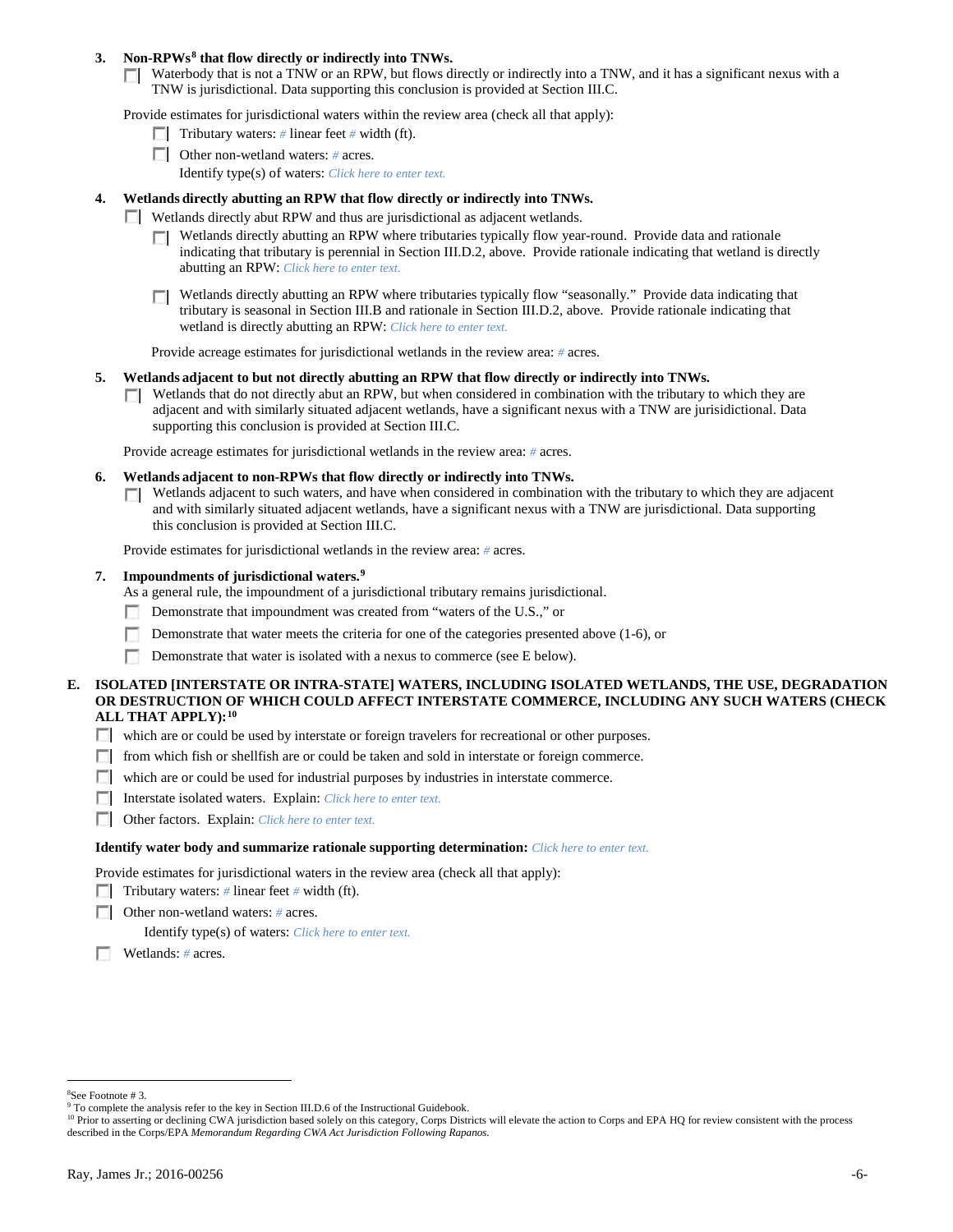**3. Non-RPWs[8] that flow directly or indirectly into TNWs.**

☐ Waterbody that is not a TNW or an RPW, but flows directly or indirectly into a TNW, and it has a significant nexus with a TNW is jurisdictional. Data supporting this conclusion is provided at Section III.C.

Provide estimates for jurisdictional waters within the review area (check all that apply):

- ☐ Tributary waters: # linear feet # width (ft).
- ☐ Other non-wetland waters: # acres.

  Identify type(s) of waters: *Click here to enter text.*

**4. Wetlands directly abutting an RPW that flow directly or indirectly into TNWs.**

☐ Wetlands directly abut RPW and thus are jurisdictional as adjacent wetlands.

- ☐ Wetlands directly abutting an RPW where tributaries typically flow year-round. Provide data and rationale indicating that tributary is perennial in Section III.D.2, above. Provide rationale indicating that wetland is directly abutting an RPW: *Click here to enter text.*
- ☐ Wetlands directly abutting an RPW where tributaries typically flow "seasonally." Provide data indicating that tributary is seasonal in Section III.B and rationale in Section III.D.2, above. Provide rationale indicating that wetland is directly abutting an RPW: *Click here to enter text.*

Provide acreage estimates for jurisdictional wetlands in the review area: # acres.

**5. Wetlands adjacent to but not directly abutting an RPW that flow directly or indirectly into TNWs.**

☐ Wetlands that do not directly abut an RPW, but when considered in combination with the tributary to which they are adjacent and with similarly situated adjacent wetlands, have a significant nexus with a TNW are jurisidictional. Data supporting this conclusion is provided at Section III.C.

Provide acreage estimates for jurisdictional wetlands in the review area: # acres.

**6. Wetlands adjacent to non-RPWs that flow directly or indirectly into TNWs.**

☐ Wetlands adjacent to such waters, and have when considered in combination with the tributary to which they are adjacent and with similarly situated adjacent wetlands, have a significant nexus with a TNW are jurisdictional. Data supporting this conclusion is provided at Section III.C.

Provide estimates for jurisdictional wetlands in the review area: # acres.

**7. Impoundments of jurisdictional waters.[9]**

As a general rule, the impoundment of a jurisdictional tributary remains jurisdictional.

- ☐ Demonstrate that impoundment was created from "waters of the U.S.," or
- ☐ Demonstrate that water meets the criteria for one of the categories presented above (1-6), or
- ☐ Demonstrate that water is isolated with a nexus to commerce (see E below).

**E. ISOLATED [INTERSTATE OR INTRA-STATE] WATERS, INCLUDING ISOLATED WETLANDS, THE USE, DEGRADATION OR DESTRUCTION OF WHICH COULD AFFECT INTERSTATE COMMERCE, INCLUDING ANY SUCH WATERS (CHECK ALL THAT APPLY):[10]**

- ☐ which are or could be used by interstate or foreign travelers for recreational or other purposes.
- ☐ from which fish or shellfish are or could be taken and sold in interstate or foreign commerce.
- ☐ which are or could be used for industrial purposes by industries in interstate commerce.
- ☐ Interstate isolated waters. Explain: *Click here to enter text.*
- ☐ Other factors. Explain: *Click here to enter text.*

**Identify water body and summarize rationale supporting determination:** *Click here to enter text.*

Provide estimates for jurisdictional waters in the review area (check all that apply):

- ☐ Tributary waters: # linear feet # width (ft).
- ☐ Other non-wetland waters: # acres.

  Identify type(s) of waters: *Click here to enter text.*
- ☐ Wetlands: # acres.

---

[8] See Footnote # 3.

[9] To complete the analysis refer to the key in Section III.D.6 of the Instructional Guidebook.

[10] Prior to asserting or declining CWA jurisdiction based solely on this category, Corps Districts will elevate the action to Corps and EPA HQ for review consistent with the process described in the Corps/EPA *Memorandum Regarding CWA Act Jurisdiction Following Rapanos.*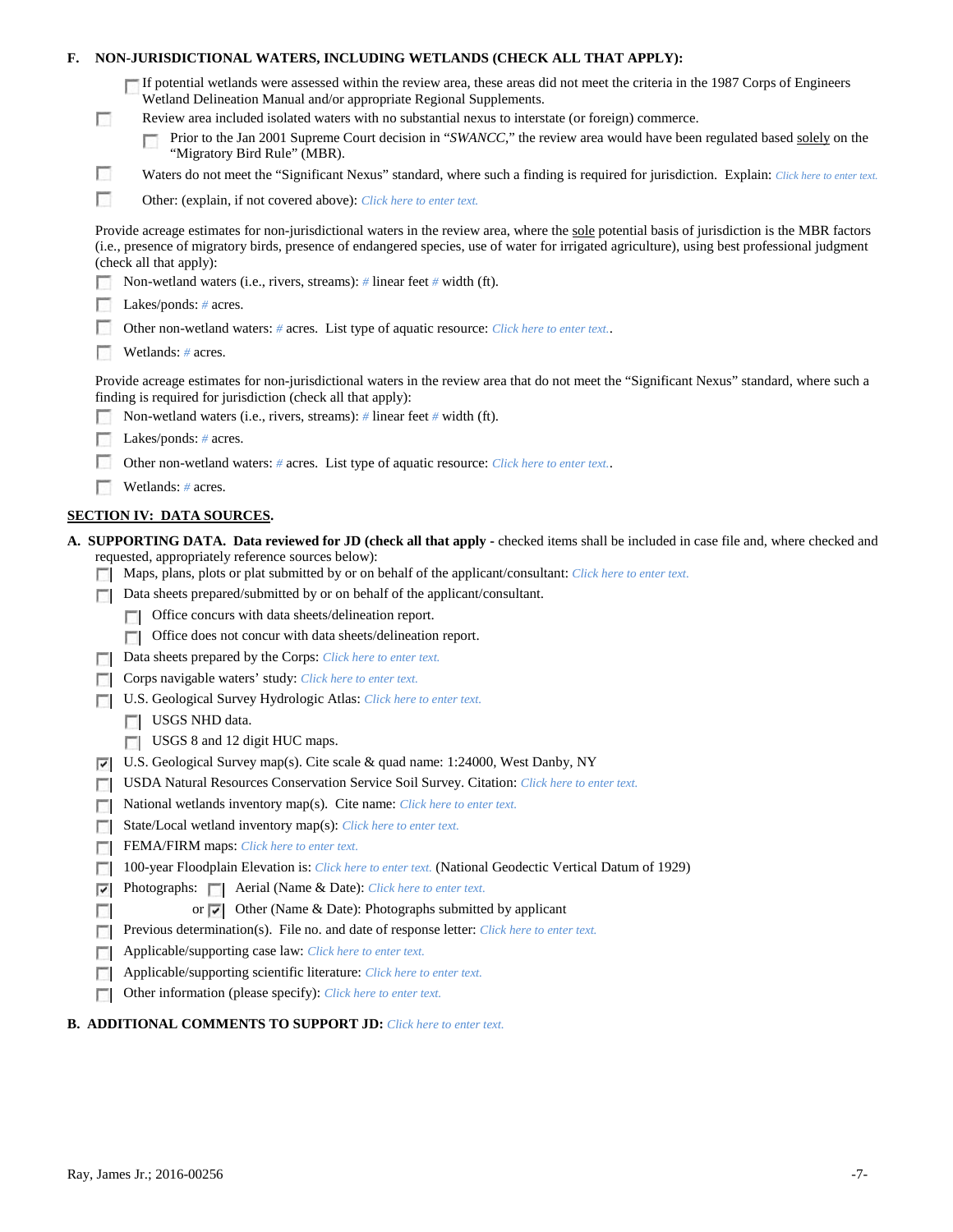**F. NON-JURISDICTIONAL WATERS, INCLUDING WETLANDS (CHECK ALL THAT APPLY):**

- ☐ If potential wetlands were assessed within the review area, these areas did not meet the criteria in the 1987 Corps of Engineers Wetland Delineation Manual and/or appropriate Regional Supplements.
- ☐ Review area included isolated waters with no substantial nexus to interstate (or foreign) commerce.
  - ☐ Prior to the Jan 2001 Supreme Court decision in "*SWANCC*," the review area would have been regulated based solely on the "Migratory Bird Rule" (MBR).
- ☐ Waters do not meet the "Significant Nexus" standard, where such a finding is required for jurisdiction. Explain: *Click here to enter text.*
- ☐ Other: (explain, if not covered above): *Click here to enter text.*

Provide acreage estimates for non-jurisdictional waters in the review area, where the sole potential basis of jurisdiction is the MBR factors (i.e., presence of migratory birds, presence of endangered species, use of water for irrigated agriculture), using best professional judgment (check all that apply):

- ☐ Non-wetland waters (i.e., rivers, streams): *#* linear feet *#* width (ft).
- ☐ Lakes/ponds: *#* acres.
- ☐ Other non-wetland waters: *#* acres. List type of aquatic resource: *Click here to enter text.*.
- ☐ Wetlands: *#* acres.

Provide acreage estimates for non-jurisdictional waters in the review area that do not meet the "Significant Nexus" standard, where such a finding is required for jurisdiction (check all that apply):

- ☐ Non-wetland waters (i.e., rivers, streams): *#* linear feet *#* width (ft).
- ☐ Lakes/ponds: *#* acres.
- ☐ Other non-wetland waters: *#* acres. List type of aquatic resource: *Click here to enter text.*.
- ☐ Wetlands: *#* acres.

## SECTION IV: DATA SOURCES.

**A. SUPPORTING DATA. Data reviewed for JD (check all that apply** - checked items shall be included in case file and, where checked and requested, appropriately reference sources below):

- ☐ Maps, plans, plots or plat submitted by or on behalf of the applicant/consultant: *Click here to enter text.*
- ☐ Data sheets prepared/submitted by or on behalf of the applicant/consultant.
  - ☐ Office concurs with data sheets/delineation report.
  - ☐ Office does not concur with data sheets/delineation report.
- ☐ Data sheets prepared by the Corps: *Click here to enter text.*
- ☐ Corps navigable waters' study: *Click here to enter text.*
- ☐ U.S. Geological Survey Hydrologic Atlas: *Click here to enter text.*
  - ☐ USGS NHD data.
  - ☐ USGS 8 and 12 digit HUC maps.
- ☑ U.S. Geological Survey map(s). Cite scale & quad name: 1:24000, West Danby, NY
- ☐ USDA Natural Resources Conservation Service Soil Survey. Citation: *Click here to enter text.*
- ☐ National wetlands inventory map(s). Cite name: *Click here to enter text.*
- ☐ State/Local wetland inventory map(s): *Click here to enter text.*
- ☐ FEMA/FIRM maps: *Click here to enter text.*
- ☐ 100-year Floodplain Elevation is: *Click here to enter text.* (National Geodectic Vertical Datum of 1929)
- ☑ Photographs: ☐ Aerial (Name & Date): *Click here to enter text.*
- ☐ or ☑ Other (Name & Date): Photographs submitted by applicant
- ☐ Previous determination(s). File no. and date of response letter: *Click here to enter text.*
- ☐ Applicable/supporting case law: *Click here to enter text.*
- ☐ Applicable/supporting scientific literature: *Click here to enter text.*
- ☐ Other information (please specify): *Click here to enter text.*

**B. ADDITIONAL COMMENTS TO SUPPORT JD:** *Click here to enter text.*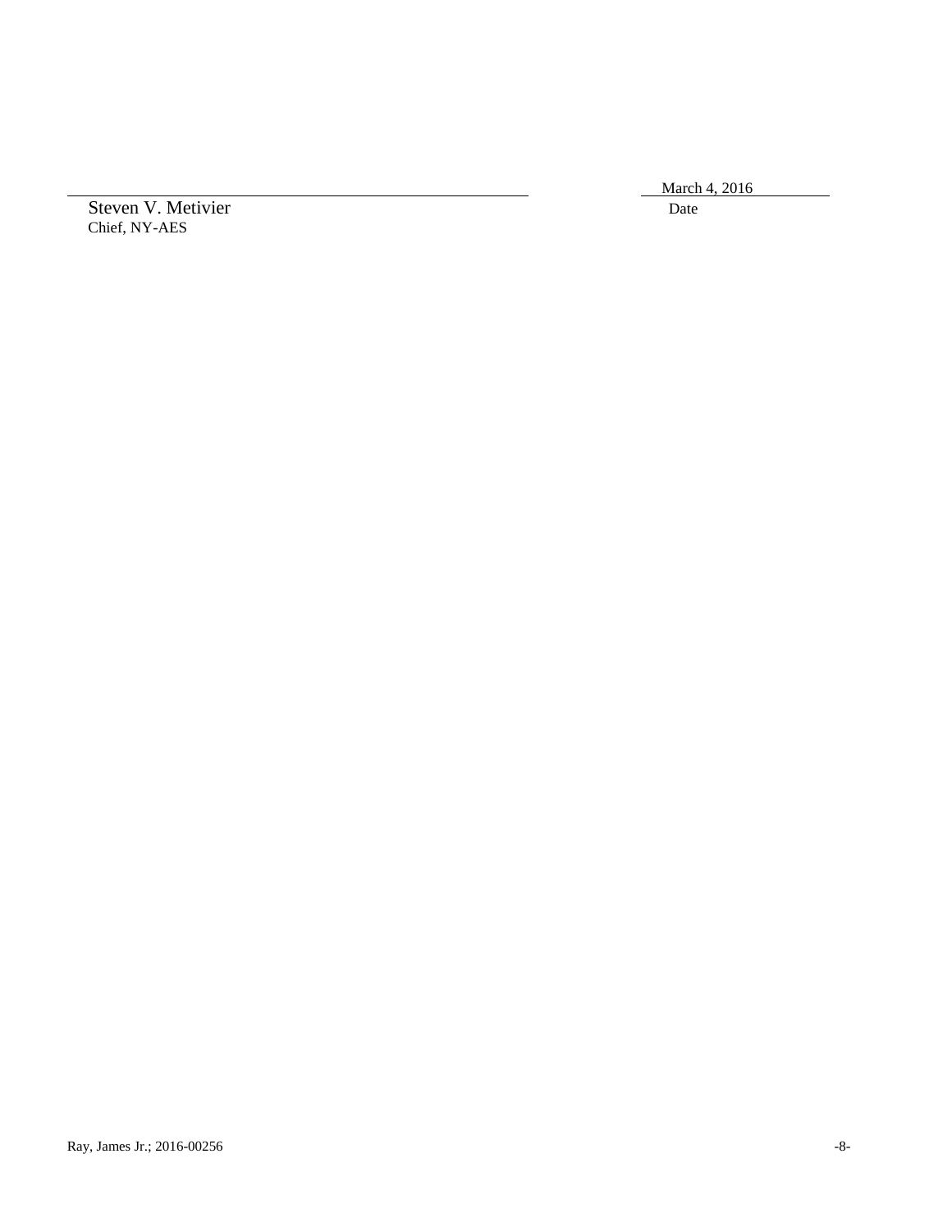Steven V. Metivier
Chief, NY-AES

March 4, 2016
Date